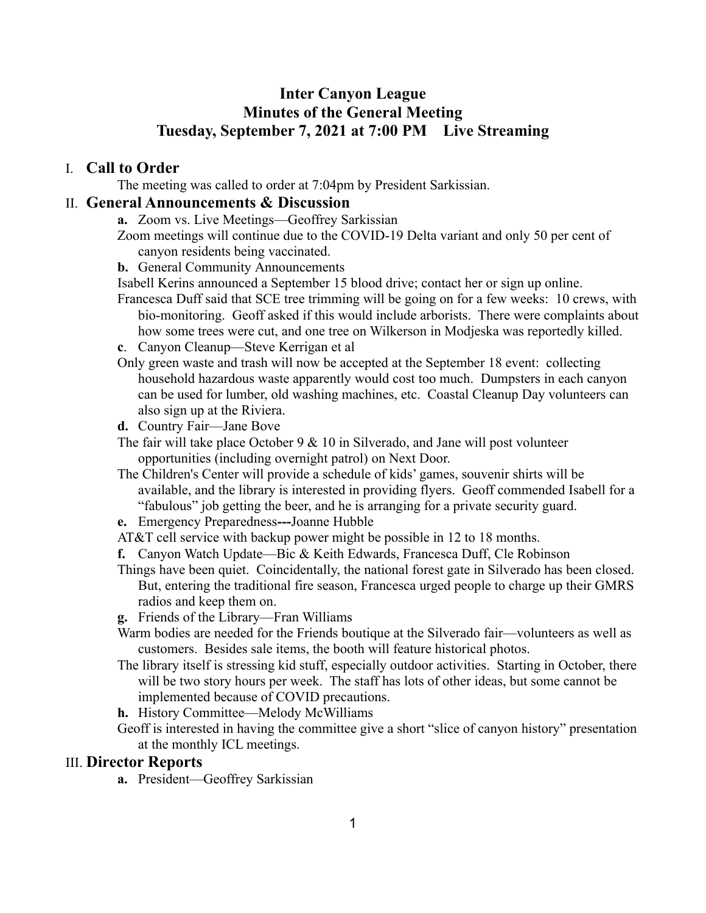# Inter Canyon League
# Minutes of the General Meeting
# Tuesday, September 7, 2021 at 7:00 PM Live Streaming

## I. Call to Order

The meeting was called to order at 7:04pm by President Sarkissian.

## II. General Announcements & Discussion

**a.** Zoom vs. Live Meetings—Geoffrey Sarkissian

Zoom meetings will continue due to the COVID-19 Delta variant and only 50 per cent of canyon residents being vaccinated.

**b.** General Community Announcements

Isabell Kerins announced a September 15 blood drive; contact her or sign up online.

Francesca Duff said that SCE tree trimming will be going on for a few weeks: 10 crews, with bio-monitoring. Geoff asked if this would include arborists. There were complaints about how some trees were cut, and one tree on Wilkerson in Modjeska was reportedly killed.

**c**. Canyon Cleanup—Steve Kerrigan et al

Only green waste and trash will now be accepted at the September 18 event: collecting household hazardous waste apparently would cost too much. Dumpsters in each canyon can be used for lumber, old washing machines, etc. Coastal Cleanup Day volunteers can also sign up at the Riviera.

**d.** Country Fair—Jane Bove

The fair will take place October 9 & 10 in Silverado, and Jane will post volunteer opportunities (including overnight patrol) on Next Door.

The Children's Center will provide a schedule of kids' games, souvenir shirts will be available, and the library is interested in providing flyers. Geoff commended Isabell for a "fabulous" job getting the beer, and he is arranging for a private security guard.

**e.** Emergency Preparedness**---**Joanne Hubble

AT&T cell service with backup power might be possible in 12 to 18 months.

**f.** Canyon Watch Update—Bic & Keith Edwards, Francesca Duff, Cle Robinson

Things have been quiet. Coincidentally, the national forest gate in Silverado has been closed. But, entering the traditional fire season, Francesca urged people to charge up their GMRS radios and keep them on.

**g.** Friends of the Library—Fran Williams

Warm bodies are needed for the Friends boutique at the Silverado fair—volunteers as well as customers. Besides sale items, the booth will feature historical photos.

The library itself is stressing kid stuff, especially outdoor activities. Starting in October, there will be two story hours per week. The staff has lots of other ideas, but some cannot be implemented because of COVID precautions.

**h.** History Committee—Melody McWilliams

Geoff is interested in having the committee give a short "slice of canyon history" presentation at the monthly ICL meetings.

## III. Director Reports

**a.** President—Geoffrey Sarkissian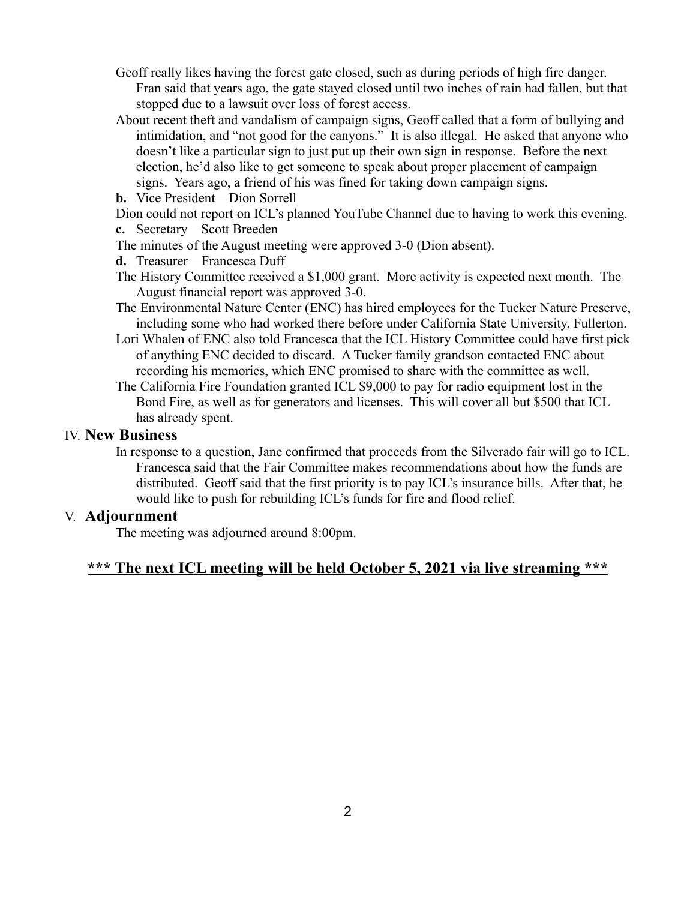Geoff really likes having the forest gate closed, such as during periods of high fire danger. Fran said that years ago, the gate stayed closed until two inches of rain had fallen, but that stopped due to a lawsuit over loss of forest access.

About recent theft and vandalism of campaign signs, Geoff called that a form of bullying and intimidation, and "not good for the canyons." It is also illegal. He asked that anyone who doesn't like a particular sign to just put up their own sign in response. Before the next election, he'd also like to get someone to speak about proper placement of campaign signs. Years ago, a friend of his was fined for taking down campaign signs.

**b.** Vice President—Dion Sorrell

Dion could not report on ICL's planned YouTube Channel due to having to work this evening.

**c.** Secretary—Scott Breeden

The minutes of the August meeting were approved 3-0 (Dion absent).

**d.** Treasurer—Francesca Duff

The History Committee received a $1,000 grant. More activity is expected next month. The August financial report was approved 3-0.

The Environmental Nature Center (ENC) has hired employees for the Tucker Nature Preserve, including some who had worked there before under California State University, Fullerton.

Lori Whalen of ENC also told Francesca that the ICL History Committee could have first pick of anything ENC decided to discard. A Tucker family grandson contacted ENC about recording his memories, which ENC promised to share with the committee as well.

The California Fire Foundation granted ICL $9,000 to pay for radio equipment lost in the Bond Fire, as well as for generators and licenses. This will cover all but $500 that ICL has already spent.

## IV. New Business

In response to a question, Jane confirmed that proceeds from the Silverado fair will go to ICL. Francesca said that the Fair Committee makes recommendations about how the funds are distributed. Geoff said that the first priority is to pay ICL's insurance bills. After that, he would like to push for rebuilding ICL's funds for fire and flood relief.

## V. Adjournment

The meeting was adjourned around 8:00pm.

**\*\*\* The next ICL meeting will be held October 5, 2021 via live streaming \*\*\***